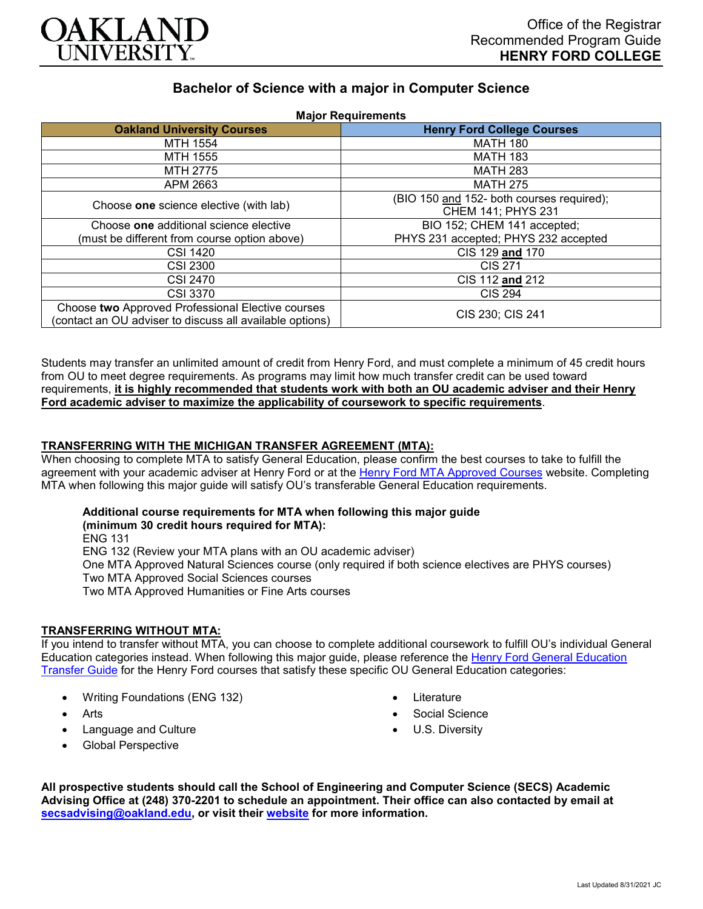OAKLAND UNIVERSITY

Office of the Registrar
Recommended Program Guide
**HENRY FORD COLLEGE**

## Bachelor of Science with a major in Computer Science

**Major Requirements**

| Oakland University Courses | Henry Ford College Courses |
|---|---|
| MTH 1554 | MATH 180 |
| MTH 1555 | MATH 183 |
| MTH 2775 | MATH 283 |
| APM 2663 | MATH 275 |
| Choose **one** science elective (with lab) | (BIO 150 and 152- both courses required); CHEM 141; PHYS 231 |
| Choose **one** additional science elective (must be different from course option above) | BIO 152; CHEM 141 accepted; PHYS 231 accepted; PHYS 232 accepted |
| CSI 1420 | CIS 129 **and** 170 |
| CSI 2300 | CIS 271 |
| CSI 2470 | CIS 112 **and** 212 |
| CSI 3370 | CIS 294 |
| Choose **two** Approved Professional Elective courses (contact an OU adviser to discuss all available options) | CIS 230; CIS 241 |

Students may transfer an unlimited amount of credit from Henry Ford, and must complete a minimum of 45 credit hours from OU to meet degree requirements. As programs may limit how much transfer credit can be used toward requirements, **it is highly recommended that students work with both an OU academic adviser and their Henry Ford academic adviser to maximize the applicability of coursework to specific requirements**.

### TRANSFERRING WITH THE MICHIGAN TRANSFER AGREEMENT (MTA):

When choosing to complete MTA to satisfy General Education, please confirm the best courses to take to fulfill the agreement with your academic adviser at Henry Ford or at the Henry Ford MTA Approved Courses website. Completing MTA when following this major guide will satisfy OU's transferable General Education requirements.

**Additional course requirements for MTA when following this major guide (minimum 30 credit hours required for MTA):**

ENG 131
ENG 132 (Review your MTA plans with an OU academic adviser)
One MTA Approved Natural Sciences course (only required if both science electives are PHYS courses)
Two MTA Approved Social Sciences courses
Two MTA Approved Humanities or Fine Arts courses

### TRANSFERRING WITHOUT MTA:

If you intend to transfer without MTA, you can choose to complete additional coursework to fulfill OU's individual General Education categories instead. When following this major guide, please reference the Henry Ford General Education Transfer Guide for the Henry Ford courses that satisfy these specific OU General Education categories:

- Writing Foundations (ENG 132)
- Arts
- Language and Culture
- Global Perspective
- Literature
- Social Science
- U.S. Diversity

**All prospective students should call the School of Engineering and Computer Science (SECS) Academic Advising Office at (248) 370-2201 to schedule an appointment. Their office can also contacted by email at secsadvising@oakland.edu, or visit their website for more information.**

Last Updated 8/31/2021 JC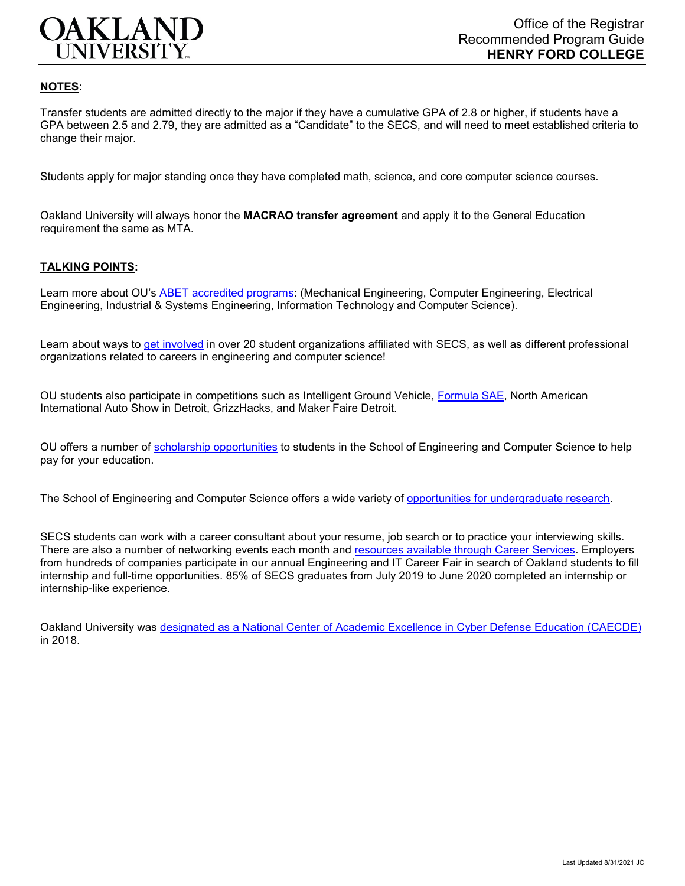**NOTES:**

Transfer students are admitted directly to the major if they have a cumulative GPA of 2.8 or higher, if students have a GPA between 2.5 and 2.79, they are admitted as a "Candidate" to the SECS, and will need to meet established criteria to change their major.

Students apply for major standing once they have completed math, science, and core computer science courses.

Oakland University will always honor the **MACRAO transfer agreement** and apply it to the General Education requirement the same as MTA.

**TALKING POINTS:**

Learn more about OU's ABET accredited programs: (Mechanical Engineering, Computer Engineering, Electrical Engineering, Industrial & Systems Engineering, Information Technology and Computer Science).

Learn about ways to get involved in over 20 student organizations affiliated with SECS, as well as different professional organizations related to careers in engineering and computer science!

OU students also participate in competitions such as Intelligent Ground Vehicle, Formula SAE, North American International Auto Show in Detroit, GrizzHacks, and Maker Faire Detroit.

OU offers a number of scholarship opportunities to students in the School of Engineering and Computer Science to help pay for your education.

The School of Engineering and Computer Science offers a wide variety of opportunities for undergraduate research.

SECS students can work with a career consultant about your resume, job search or to practice your interviewing skills. There are also a number of networking events each month and resources available through Career Services. Employers from hundreds of companies participate in our annual Engineering and IT Career Fair in search of Oakland students to fill internship and full-time opportunities. 85% of SECS graduates from July 2019 to June 2020 completed an internship or internship-like experience.

Oakland University was designated as a National Center of Academic Excellence in Cyber Defense Education (CAECDE) in 2018.